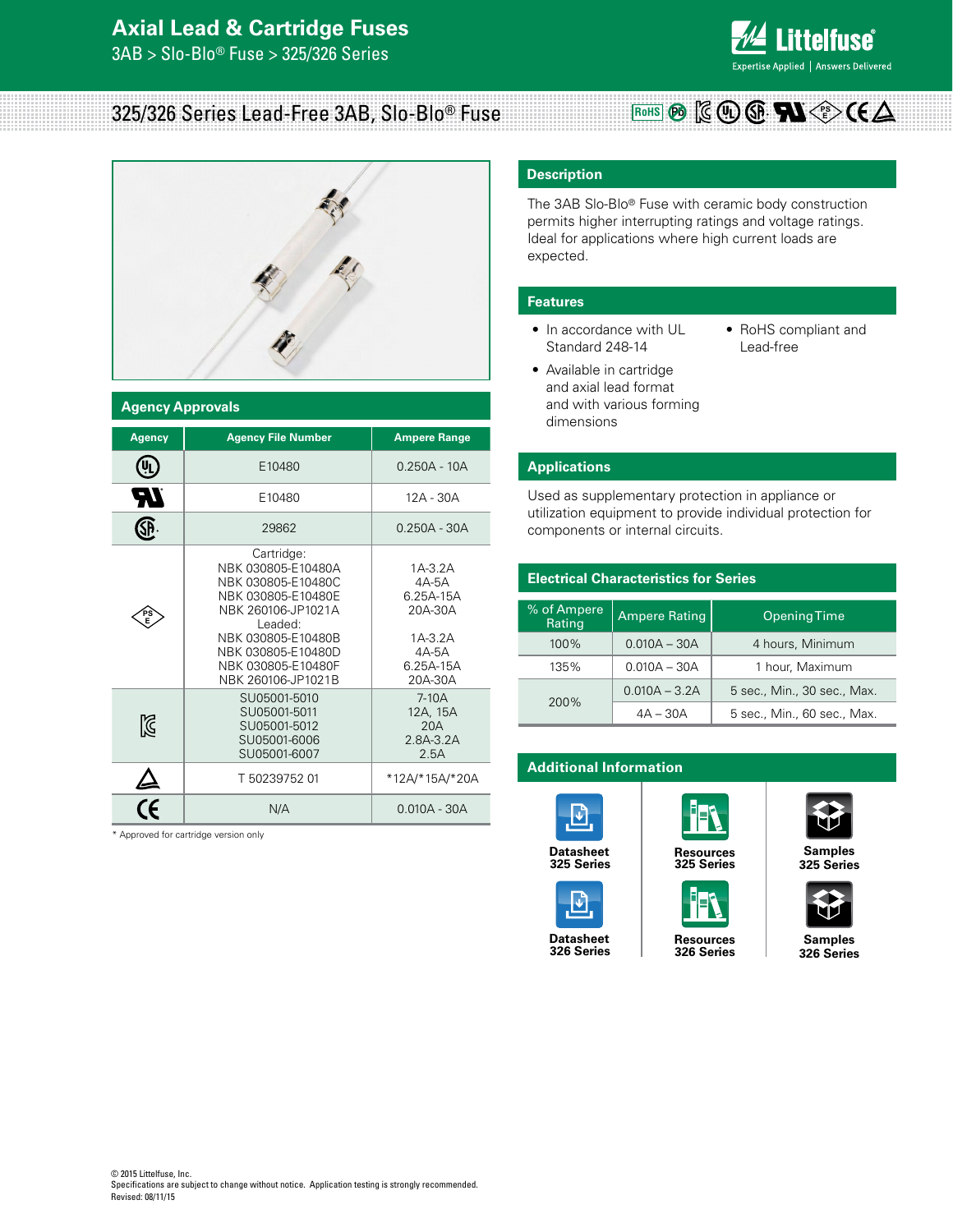# Axial Lead & Cartridge Fuses

3AB > Slo-Blo® Fuse > 325/326 Series

## 325/326 Series Lead-Free 3AB, Slo-Blo® Fuse

### Agency Approvals

| Agency | Agency File Number | Ampere Range |
|---|---|---|
| UL | E10480 | 0.250A - 10A |
| UR | E10480 | 12A - 30A |
| CSA | 29862 | 0.250A - 30A |
| PSE | Cartridge:<br>NBK 030805-E10480A<br>NBK 030805-E10480C<br>NBK 030805-E10480E<br>NBK 260106-JP1021A<br>Leaded:<br>NBK 030805-E10480B<br>NBK 030805-E10480D<br>NBK 030805-E10480F<br>NBK 260106-JP1021B | <br>1A-3.2A<br>4A-5A<br>6.25A-15A<br>20A-30A<br><br>1A-3.2A<br>4A-5A<br>6.25A-15A<br>20A-30A |
| KC | SU05001-5010<br>SU05001-5011<br>SU05001-5012<br>SU05001-6006<br>SU05001-6007 | 7-10A<br>12A, 15A<br>20A<br>2.8A-3.2A<br>2.5A |
| △ | T 50239752 01 | *12A/*15A/*20A |
| CE | N/A | 0.010A - 30A |

* Approved for cartridge version only

### Description

The 3AB Slo-Blo® Fuse with ceramic body construction permits higher interrupting ratings and voltage ratings. Ideal for applications where high current loads are expected.

### Features

- In accordance with UL Standard 248-14
- Available in cartridge and axial lead format and with various forming dimensions
- RoHS compliant and Lead-free

### Applications

Used as supplementary protection in appliance or utilization equipment to provide individual protection for components or internal circuits.

### Electrical Characteristics for Series

| % of Ampere Rating | Ampere Rating | Opening Time |
|---|---|---|
| 100% | 0.010A – 30A | 4 hours, Minimum |
| 135% | 0.010A – 30A | 1 hour, Maximum |
| 200% | 0.010A – 3.2A | 5 sec., Min., 30 sec., Max. |
| | 4A – 30A | 5 sec., Min., 60 sec., Max. |

### Additional Information

| | | |
|---|---|---|
| Datasheet 325 Series | Resources 325 Series | Samples 325 Series |
| Datasheet 326 Series | Resources 326 Series | Samples 326 Series |

© 2015 Littelfuse, Inc.
Specifications are subject to change without notice. Application testing is strongly recommended.
Revised: 08/11/15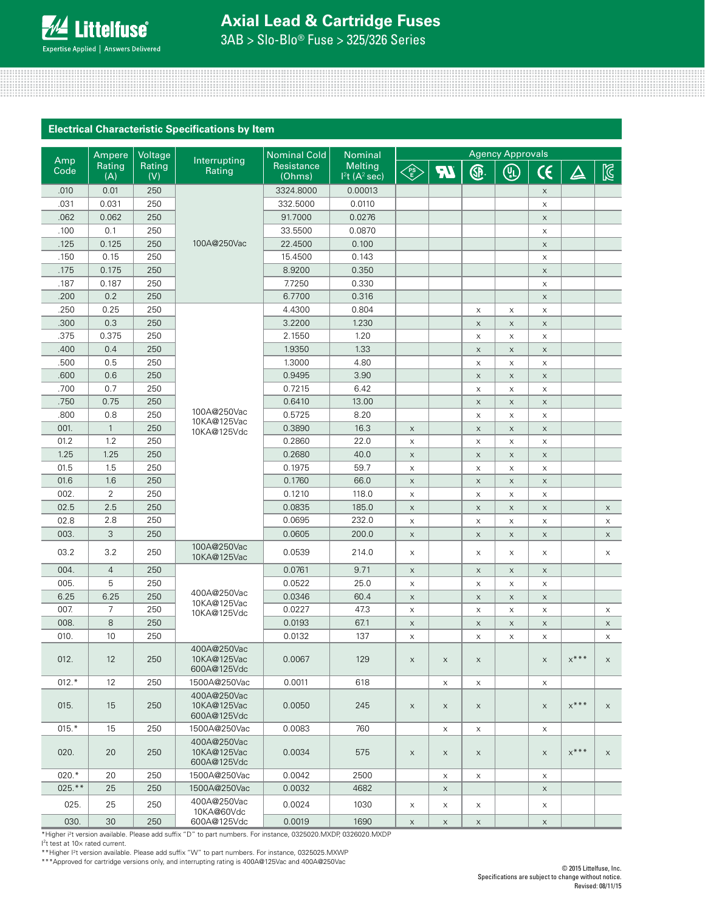## Electrical Characteristic Specifications by Item

| Amp Code | Ampere Rating (A) | Voltage Rating (V) | Interrupting Rating | Nominal Cold Resistance (Ohms) | Nominal Melting $I^2t$ ($A^2$ sec) | Agency Approvals | | | | | | |
|---|---|---|---|---|---|---|---|---|---|---|---|---|
| | | | | | | PSE | RU | CSA | UL | CE | △ | KC |
| .010 | 0.01 | 250 | 100A@250Vac | 3324.8000 | 0.00013 | | | | | x | | |
| .031 | 0.031 | 250 | 100A@250Vac | 332.5000 | 0.0110 | | | | | x | | |
| .062 | 0.062 | 250 | 100A@250Vac | 91.7000 | 0.0276 | | | | | x | | |
| .100 | 0.1 | 250 | 100A@250Vac | 33.5500 | 0.0870 | | | | | x | | |
| .125 | 0.125 | 250 | 100A@250Vac | 22.4500 | 0.100 | | | | | x | | |
| .150 | 0.15 | 250 | 100A@250Vac | 15.4500 | 0.143 | | | | | x | | |
| .175 | 0.175 | 250 | 100A@250Vac | 8.9200 | 0.350 | | | | | x | | |
| .187 | 0.187 | 250 | 100A@250Vac | 7.7250 | 0.330 | | | | | x | | |
| .200 | 0.2 | 250 | 100A@250Vac | 6.7700 | 0.316 | | | | | x | | |
| .250 | 0.25 | 250 | 100A@250Vac 10KA@125Vac 10KA@125Vdc | 4.4300 | 0.804 | | | x | x | x | | |
| .300 | 0.3 | 250 | 100A@250Vac 10KA@125Vac 10KA@125Vdc | 3.2200 | 1.230 | | | x | x | x | | |
| .375 | 0.375 | 250 | 100A@250Vac 10KA@125Vac 10KA@125Vdc | 2.1550 | 1.20 | | | x | x | x | | |
| .400 | 0.4 | 250 | 100A@250Vac 10KA@125Vac 10KA@125Vdc | 1.9350 | 1.33 | | | x | x | x | | |
| .500 | 0.5 | 250 | 100A@250Vac 10KA@125Vac 10KA@125Vdc | 1.3000 | 4.80 | | | x | x | x | | |
| .600 | 0.6 | 250 | 100A@250Vac 10KA@125Vac 10KA@125Vdc | 0.9495 | 3.90 | | | x | x | x | | |
| .700 | 0.7 | 250 | 100A@250Vac 10KA@125Vac 10KA@125Vdc | 0.7215 | 6.42 | | | x | x | x | | |
| .750 | 0.75 | 250 | 100A@250Vac 10KA@125Vac 10KA@125Vdc | 0.6410 | 13.00 | | | x | x | x | | |
| .800 | 0.8 | 250 | 100A@250Vac 10KA@125Vac 10KA@125Vdc | 0.5725 | 8.20 | | | x | x | x | | |
| 001. | 1 | 250 | 100A@250Vac 10KA@125Vac 10KA@125Vdc | 0.3890 | 16.3 | x | | x | x | x | | |
| 01.2 | 1.2 | 250 | 100A@250Vac 10KA@125Vac 10KA@125Vdc | 0.2860 | 22.0 | x | | x | x | x | | |
| 1.25 | 1.25 | 250 | 100A@250Vac 10KA@125Vac 10KA@125Vdc | 0.2680 | 40.0 | x | | x | x | x | | |
| 01.5 | 1.5 | 250 | 100A@250Vac 10KA@125Vac 10KA@125Vdc | 0.1975 | 59.7 | x | | x | x | x | | |
| 01.6 | 1.6 | 250 | 100A@250Vac 10KA@125Vac 10KA@125Vdc | 0.1760 | 66.0 | x | | x | x | x | | |
| 002. | 2 | 250 | 100A@250Vac 10KA@125Vac 10KA@125Vdc | 0.1210 | 118.0 | x | | x | x | x | | |
| 02.5 | 2.5 | 250 | 100A@250Vac 10KA@125Vac 10KA@125Vdc | 0.0835 | 185.0 | x | | x | x | x | | x |
| 02.8 | 2.8 | 250 | 100A@250Vac 10KA@125Vac 10KA@125Vdc | 0.0695 | 232.0 | x | | x | x | x | | x |
| 003. | 3 | 250 | 100A@250Vac 10KA@125Vac 10KA@125Vdc | 0.0605 | 200.0 | x | | x | x | x | | x |
| 03.2 | 3.2 | 250 | 100A@250Vac 10KA@125Vac | 0.0539 | 214.0 | x | | x | x | x | | x |
| 004. | 4 | 250 | 400A@250Vac 10KA@125Vac 10KA@125Vdc | 0.0761 | 9.71 | x | | x | x | x | | |
| 005. | 5 | 250 | 400A@250Vac 10KA@125Vac 10KA@125Vdc | 0.0522 | 25.0 | x | | x | x | x | | |
| 6.25 | 6.25 | 250 | 400A@250Vac 10KA@125Vac 10KA@125Vdc | 0.0346 | 60.4 | x | | x | x | x | | |
| 007. | 7 | 250 | 400A@250Vac 10KA@125Vac 10KA@125Vdc | 0.0227 | 47.3 | x | | x | x | x | | x |
| 008. | 8 | 250 | 400A@250Vac 10KA@125Vac 10KA@125Vdc | 0.0193 | 67.1 | x | | x | x | x | | x |
| 010. | 10 | 250 | 400A@250Vac 10KA@125Vac 10KA@125Vdc | 0.0132 | 137 | x | | x | x | x | | x |
| 012. | 12 | 250 | 400A@250Vac 10KA@125Vac 600A@125Vdc | 0.0067 | 129 | x | x | x | | x | x*** | x |
| 012.* | 12 | 250 | 1500A@250Vac | 0.0011 | 618 | | x | x | | x | | |
| 015. | 15 | 250 | 400A@250Vac 10KA@125Vac 600A@125Vdc | 0.0050 | 245 | x | x | x | | x | x*** | x |
| 015.* | 15 | 250 | 1500A@250Vac | 0.0083 | 760 | | x | x | | x | | |
| 020. | 20 | 250 | 400A@250Vac 10KA@125Vac 600A@125Vdc | 0.0034 | 575 | x | x | x | | x | x*** | x |
| 020.* | 20 | 250 | 1500A@250Vac | 0.0042 | 2500 | | x | x | | x | | |
| 025.** | 25 | 250 | 1500A@250Vac | 0.0032 | 4682 | | x | | | x | | |
| 025. | 25 | 250 | 400A@250Vac 10KA@60Vdc 600A@125Vdc | 0.0024 | 1030 | x | x | x | | x | | |
| 030. | 30 | 250 | 400A@250Vac 10KA@60Vdc 600A@125Vdc | 0.0019 | 1690 | x | x | x | | x | | |

*Higher $I^2t$ version available. Please add suffix "D" to part numbers. For instance, 0325020.MXDP, 0326020.MXDP

$I^2t$ test at 10x rated current.

**Higher $I^2t$ version available. Please add suffix "W" to part numbers. For instance, 0325025.MXWP

***Approved for cartridge versions only, and interrupting rating is 400A@125Vac and 400A@250Vac

© 2015 Littelfuse, Inc.
Specifications are subject to change without notice.
Revised: 08/11/15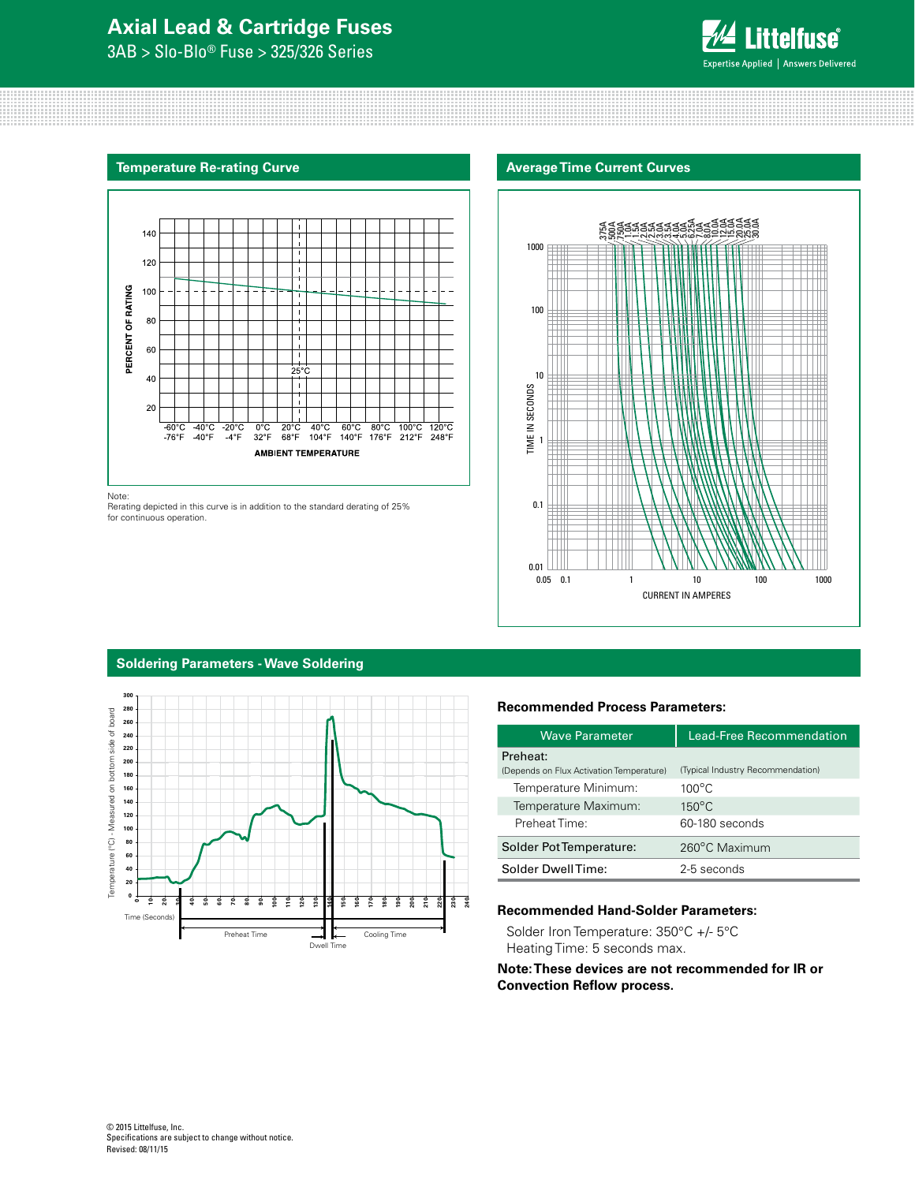# Axial Lead & Cartridge Fuses

3AB > Slo-Blo® Fuse > 325/326 Series

## Temperature Re-rating Curve

Note:
Rerating depicted in this curve is in addition to the standard derating of 25% for continuous operation.

## Average Time Current Curves

## Soldering Parameters - Wave Soldering

### Recommended Process Parameters:

| Wave Parameter | Lead-Free Recommendation |
|---|---|
| Preheat: (Depends on Flux Activation Temperature) | (Typical Industry Recommendation) |
| Temperature Minimum: | 100°C |
| Temperature Maximum: | 150°C |
| Preheat Time: | 60-180 seconds |
| Solder Pot Temperature: | 260°C Maximum |
| Solder Dwell Time: | 2-5 seconds |

### Recommended Hand-Solder Parameters:

Solder Iron Temperature: 350°C +/- 5°C
Heating Time: 5 seconds max.

**Note: These devices are not recommended for IR or Convection Reflow process.**

© 2015 Littelfuse, Inc.
Specifications are subject to change without notice.
Revised: 08/11/15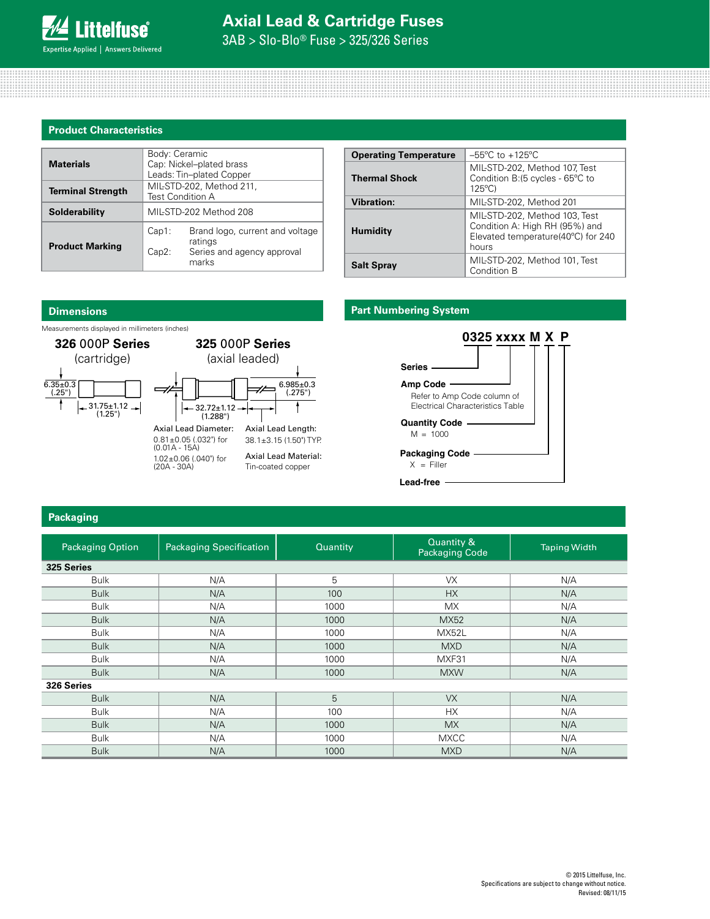# Axial Lead & Cartridge Fuses

3AB > Slo-Blo® Fuse > 325/326 Series

## Product Characteristics

| | |
|---|---|
| **Materials** | Body: Ceramic<br>Cap: Nickel–plated brass<br>Leads: Tin–plated Copper |
| **Terminal Strength** | MIL-STD-202, Method 211, Test Condition A |
| **Solderability** | MIL-STD-202 Method 208 |
| **Product Marking** | Cap1: Brand logo, current and voltage ratings<br>Cap2: Series and agency approval marks |

| | |
|---|---|
| **Operating Temperature** | –55ºC to +125ºC |
| **Thermal Shock** | MIL-STD-202, Method 107, Test Condition B:(5 cycles - 65ºC to 125ºC) |
| **Vibration:** | MIL-STD-202, Method 201 |
| **Humidity** | MIL-STD-202, Method 103, Test Condition A: High RH (95%) and Elevated temperature(40ºC) for 240 hours |
| **Salt Spray** | MIL-STD-202, Method 101, Test Condition B |

## Dimensions

Measurements displayed in millimeters (inches)

**326 000P Series** (cartridge)

6.35±0.3 (.25")

31.75±1.12 (1.25")

**325 000P Series** (axial leaded)

6.985±0.3 (.275")

32.72±1.12 (1.288")

Axial Lead Diameter:
0.81±0.05 (.032") for (0.01A - 15A)
1.02±0.06 (.040") for (20A - 30A)

Axial Lead Length:
38.1±3.15 (1.50") TYP.

Axial Lead Material:
Tin-coated copper

## Part Numbering System

**0325 xxxx M X P**

- **Series**
- **Amp Code** — Refer to Amp Code column of Electrical Characteristics Table
- **Quantity Code** — M = 1000
- **Packaging Code** — X = Filler
- **Lead-free**

## Packaging

| Packaging Option | Packaging Specification | Quantity | Quantity & Packaging Code | Taping Width |
|---|---|---|---|---|
| **325 Series** | | | | |
| Bulk | N/A | 5 | VX | N/A |
| Bulk | N/A | 100 | HX | N/A |
| Bulk | N/A | 1000 | MX | N/A |
| Bulk | N/A | 1000 | MX52 | N/A |
| Bulk | N/A | 1000 | MX52L | N/A |
| Bulk | N/A | 1000 | MXD | N/A |
| Bulk | N/A | 1000 | MXF31 | N/A |
| Bulk | N/A | 1000 | MXW | N/A |
| **326 Series** | | | | |
| Bulk | N/A | 5 | VX | N/A |
| Bulk | N/A | 100 | HX | N/A |
| Bulk | N/A | 1000 | MX | N/A |
| Bulk | N/A | 1000 | MXCC | N/A |
| Bulk | N/A | 1000 | MXD | N/A |

© 2015 Littelfuse, Inc.
Specifications are subject to change without notice.
Revised: 08/11/15